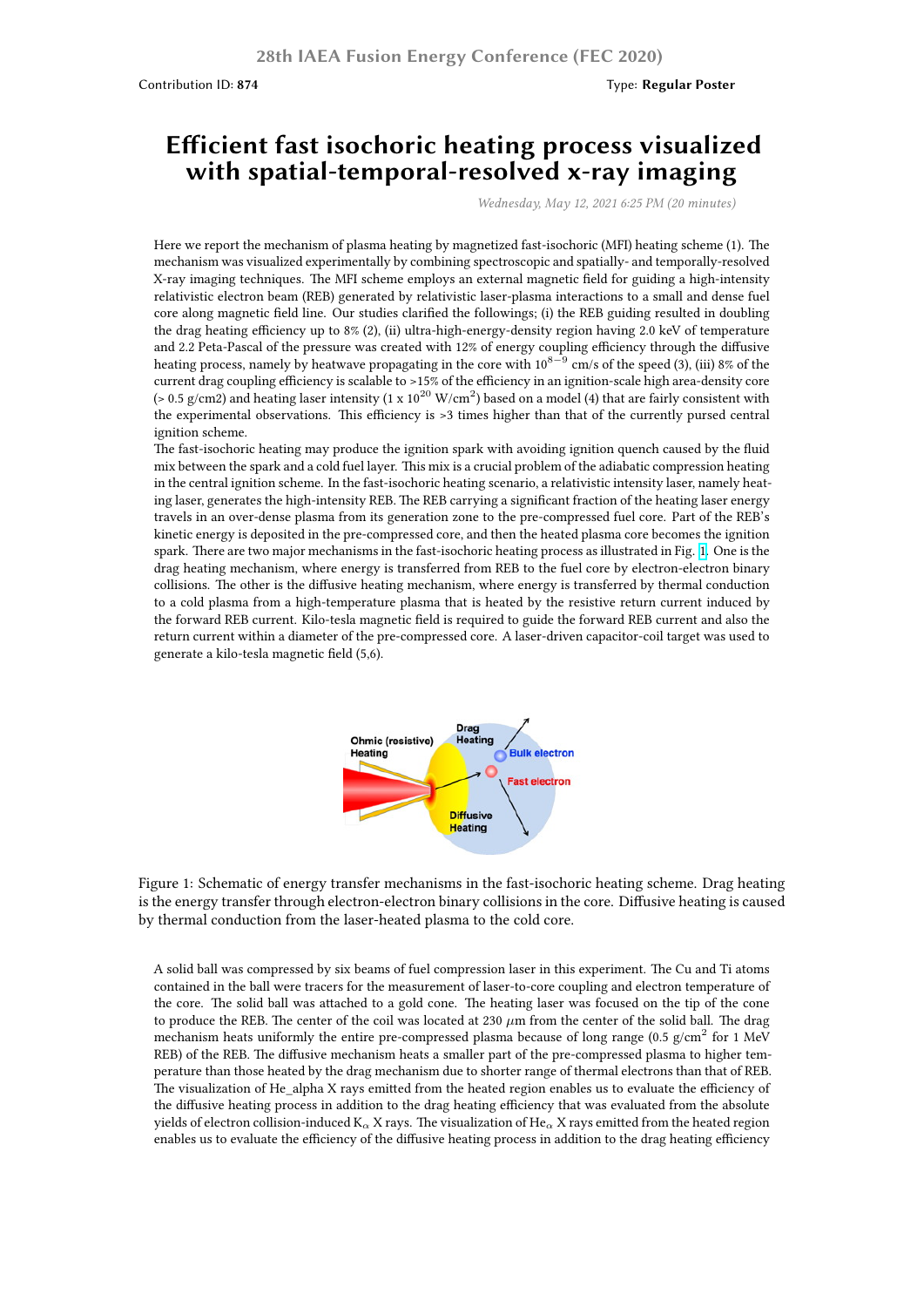Contribution ID: **874**

Type: **Regular Poster**

# Efficient fast isochoric heating process visualized with spatial-temporal-resolved x-ray imaging

*Wednesday, May 12, 2021 6:25 PM (20 minutes)*

Here we report the mechanism of plasma heating by magnetized fast-isochoric (MFI) heating scheme (1). The mechanism was visualized experimentally by combining spectroscopic and spatially- and temporally-resolved X-ray imaging techniques. The MFI scheme employs an external magnetic field for guiding a high-intensity relativistic electron beam (REB) generated by relativistic laser-plasma interactions to a small and dense fuel core along magnetic field line. Our studies clarified the followings; (i) the REB guiding resulted in doubling the drag heating efficiency up to 8% (2), (ii) ultra-high-energy-density region having 2.0 keV of temperature and 2.2 Peta-Pascal of the pressure was created with 12% of energy coupling efficiency through the diffusive heating process, namely by heatwave propagating in the core with $10^{8-9}$ cm/s of the speed (3), (iii) 8% of the current drag coupling efficiency is scalable to >15% of the efficiency in an ignition-scale high area-density core (> 0.5 g/cm2) and heating laser intensity (1 x $10^{20}$ W/cm$^2$) based on a model (4) that are fairly consistent with the experimental observations. This efficiency is >3 times higher than that of the currently pursed central ignition scheme.

The fast-isochoric heating may produce the ignition spark with avoiding ignition quench caused by the fluid mix between the spark and a cold fuel layer. This mix is a crucial problem of the adiabatic compression heating in the central ignition scheme. In the fast-isochoric heating scenario, a relativistic intensity laser, namely heating laser, generates the high-intensity REB. The REB carrying a significant fraction of the heating laser energy travels in an over-dense plasma from its generation zone to the pre-compressed fuel core. Part of the REB's kinetic energy is deposited in the pre-compressed core, and then the heated plasma core becomes the ignition spark. There are two major mechanisms in the fast-isochoric heating process as illustrated in Fig. 1. One is the drag heating mechanism, where energy is transferred from REB to the fuel core by electron-electron binary collisions. The other is the diffusive heating mechanism, where energy is transferred by thermal conduction to a cold plasma from a high-temperature plasma that is heated by the resistive return current induced by the forward REB current. Kilo-tesla magnetic field is required to guide the forward REB current and also the return current within a diameter of the pre-compressed core. A laser-driven capacitor-coil target was used to generate a kilo-tesla magnetic field (5,6).

Figure 1: Schematic of energy transfer mechanisms in the fast-isochoric heating scheme. Drag heating is the energy transfer through electron-electron binary collisions in the core. Diffusive heating is caused by thermal conduction from the laser-heated plasma to the cold core.

A solid ball was compressed by six beams of fuel compression laser in this experiment. The Cu and Ti atoms contained in the ball were tracers for the measurement of laser-to-core coupling and electron temperature of the core. The solid ball was attached to a gold cone. The heating laser was focused on the tip of the cone to produce the REB. The center of the coil was located at 230 $\mu$m from the center of the solid ball. The drag mechanism heats uniformly the entire pre-compressed plasma because of long range (0.5 g/cm$^2$ for 1 MeV REB) of the REB. The diffusive mechanism heats a smaller part of the pre-compressed plasma to higher temperature than those heated by the drag mechanism due to shorter range of thermal electrons than that of REB. The visualization of He_alpha X rays emitted from the heated region enables us to evaluate the efficiency of the diffusive heating process in addition to the drag heating efficiency that was evaluated from the absolute yields of electron collision-induced $K_\alpha$ X rays. The visualization of $He_\alpha$ X rays emitted from the heated region enables us to evaluate the efficiency of the diffusive heating process in addition to the drag heating efficiency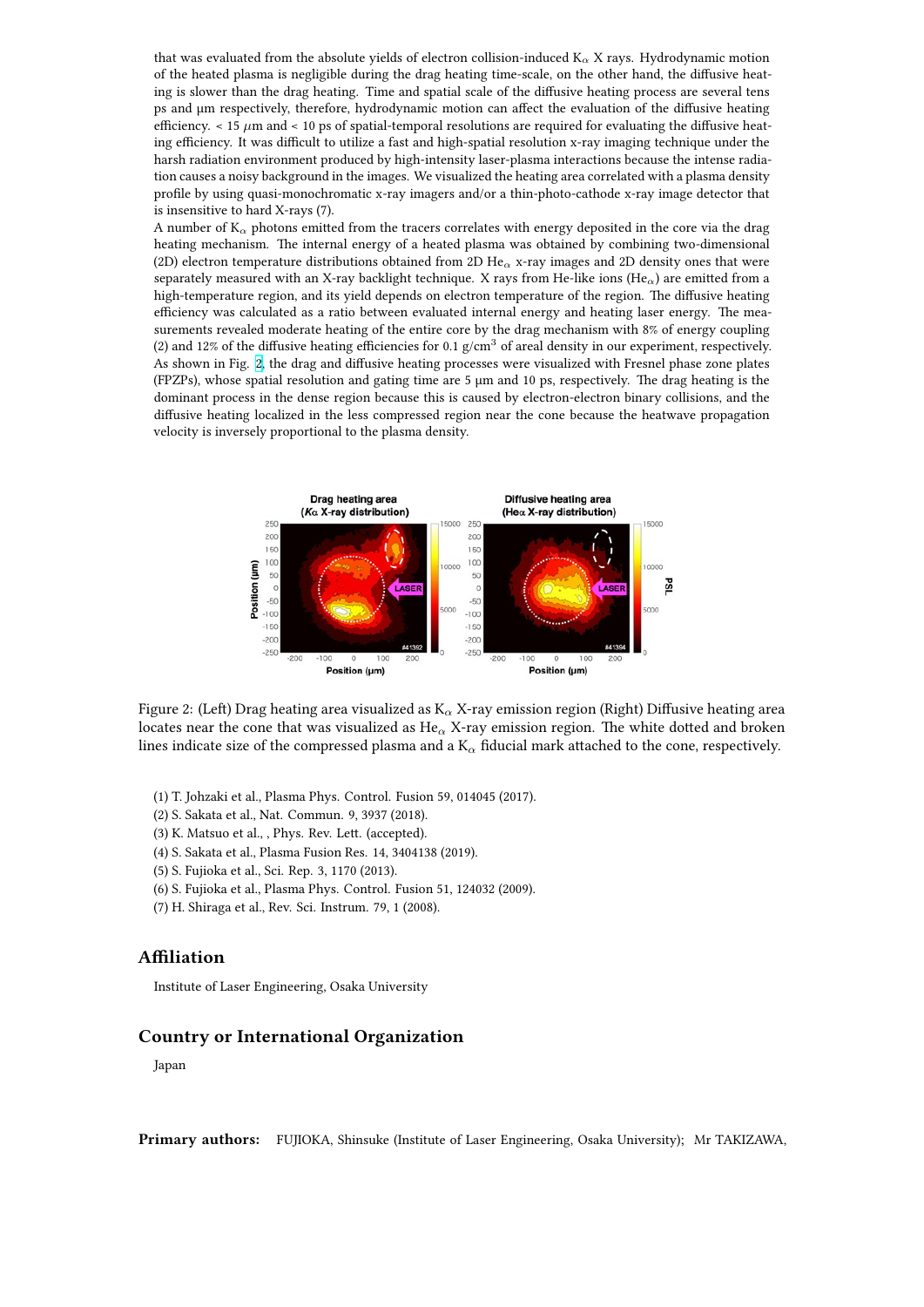that was evaluated from the absolute yields of electron collision-induced $K_\alpha$ X rays. Hydrodynamic motion of the heated plasma is negligible during the drag heating time-scale, on the other hand, the diffusive heating is slower than the drag heating. Time and spatial scale of the diffusive heating process are several tens ps and µm respectively, therefore, hydrodynamic motion can affect the evaluation of the diffusive heating efficiency. < 15 $\mu$m and < 10 ps of spatial-temporal resolutions are required for evaluating the diffusive heating efficiency. It was difficult to utilize a fast and high-spatial resolution x-ray imaging technique under the harsh radiation environment produced by high-intensity laser-plasma interactions because the intense radiation causes a noisy background in the images. We visualized the heating area correlated with a plasma density profile by using quasi-monochromatic x-ray imagers and/or a thin-photo-cathode x-ray image detector that is insensitive to hard X-rays (7).

A number of $K_\alpha$ photons emitted from the tracers correlates with energy deposited in the core via the drag heating mechanism. The internal energy of a heated plasma was obtained by combining two-dimensional (2D) electron temperature distributions obtained from 2D $He_\alpha$ x-ray images and 2D density ones that were separately measured with an X-ray backlight technique. X rays from He-like ions ($He_\alpha$) are emitted from a high-temperature region, and its yield depends on electron temperature of the region. The diffusive heating efficiency was calculated as a ratio between evaluated internal energy and heating laser energy. The measurements revealed moderate heating of the entire core by the drag mechanism with 8% of energy coupling (2) and 12% of the diffusive heating efficiencies for 0.1 g/cm$^3$ of areal density in our experiment, respectively. As shown in Fig. 2, the drag and diffusive heating processes were visualized with Fresnel phase zone plates (FPZPs), whose spatial resolution and gating time are 5 µm and 10 ps, respectively. The drag heating is the dominant process in the dense region because this is caused by electron-electron binary collisions, and the diffusive heating localized in the less compressed region near the cone because the heatwave propagation velocity is inversely proportional to the plasma density.

Figure 2: (Left) Drag heating area visualized as $K_\alpha$ X-ray emission region (Right) Diffusive heating area locates near the cone that was visualized as $He_\alpha$ X-ray emission region. The white dotted and broken lines indicate size of the compressed plasma and a $K_\alpha$ fiducial mark attached to the cone, respectively.

(1) T. Johzaki et al., Plasma Phys. Control. Fusion 59, 014045 (2017).
(2) S. Sakata et al., Nat. Commun. 9, 3937 (2018).
(3) K. Matsuo et al., , Phys. Rev. Lett. (accepted).
(4) S. Sakata et al., Plasma Fusion Res. 14, 3404138 (2019).
(5) S. Fujioka et al., Sci. Rep. 3, 1170 (2013).
(6) S. Fujioka et al., Plasma Phys. Control. Fusion 51, 124032 (2009).
(7) H. Shiraga et al., Rev. Sci. Instrum. 79, 1 (2008).

## Affiliation

Institute of Laser Engineering, Osaka University

## Country or International Organization

Japan

**Primary authors:** FUJIOKA, Shinsuke (Institute of Laser Engineering, Osaka University); Mr TAKIZAWA,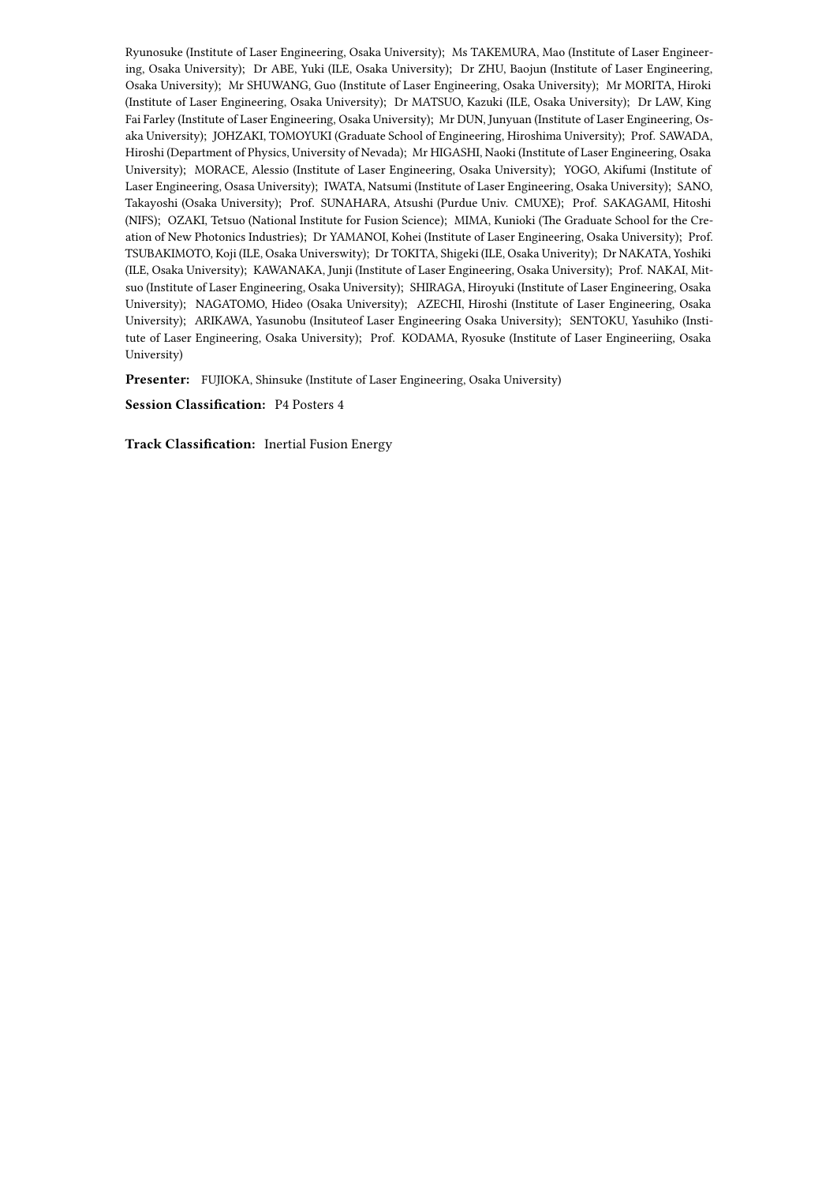Ryunosuke (Institute of Laser Engineering, Osaka University); Ms TAKEMURA, Mao (Institute of Laser Engineering, Osaka University); Dr ABE, Yuki (ILE, Osaka University); Dr ZHU, Baojun (Institute of Laser Engineering, Osaka University); Mr SHUWANG, Guo (Institute of Laser Engineering, Osaka University); Mr MORITA, Hiroki (Institute of Laser Engineering, Osaka University); Dr MATSUO, Kazuki (ILE, Osaka University); Dr LAW, King Fai Farley (Institute of Laser Engineering, Osaka University); Mr DUN, Junyuan (Institute of Laser Engineering, Osaka University); JOHZAKI, TOMOYUKI (Graduate School of Engineering, Hiroshima University); Prof. SAWADA, Hiroshi (Department of Physics, University of Nevada); Mr HIGASHI, Naoki (Institute of Laser Engineering, Osaka University); MORACE, Alessio (Institute of Laser Engineering, Osaka University); YOGO, Akifumi (Institute of Laser Engineering, Osasa University); IWATA, Natsumi (Institute of Laser Engineering, Osaka University); SANO, Takayoshi (Osaka University); Prof. SUNAHARA, Atsushi (Purdue Univ. CMUXE); Prof. SAKAGAMI, Hitoshi (NIFS); OZAKI, Tetsuo (National Institute for Fusion Science); MIMA, Kunioki (The Graduate School for the Creation of New Photonics Industries); Dr YAMANOI, Kohei (Institute of Laser Engineering, Osaka University); Prof. TSUBAKIMOTO, Koji (ILE, Osaka Universwity); Dr TOKITA, Shigeki (ILE, Osaka Univerity); Dr NAKATA, Yoshiki (ILE, Osaka University); KAWANAKA, Junji (Institute of Laser Engineering, Osaka University); Prof. NAKAI, Mitsuo (Institute of Laser Engineering, Osaka University); SHIRAGA, Hiroyuki (Institute of Laser Engineering, Osaka University); NAGATOMO, Hideo (Osaka University); AZECHI, Hiroshi (Institute of Laser Engineering, Osaka University); ARIKAWA, Yasunobu (Insituteof Laser Engineering Osaka University); SENTOKU, Yasuhiko (Institute of Laser Engineering, Osaka University); Prof. KODAMA, Ryosuke (Institute of Laser Engineeriing, Osaka University)

**Presenter:** FUJIOKA, Shinsuke (Institute of Laser Engineering, Osaka University)

**Session Classification:** P4 Posters 4

**Track Classification:** Inertial Fusion Energy